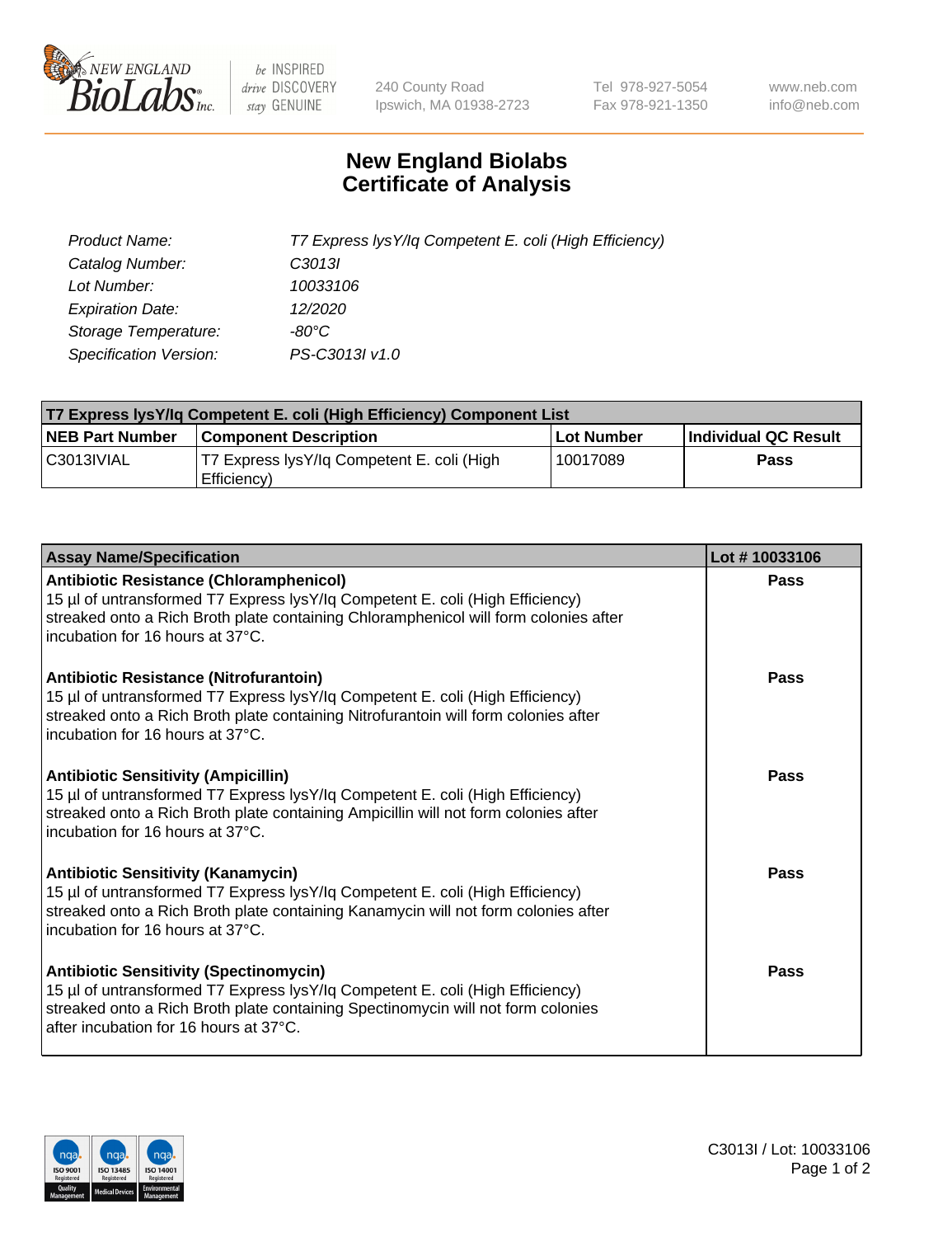# New England Biolabs Certificate of Analysis

| | |
|---|---|
| *Product Name:* | *T7 Express lysY/Iq Competent E. coli (High Efficiency)* |
| *Catalog Number:* | *C3013I* |
| *Lot Number:* | *10033106* |
| *Expiration Date:* | *12/2020* |
| *Storage Temperature:* | *-80°C* |
| *Specification Version:* | *PS-C3013I v1.0* |

**T7 Express lysY/Iq Competent E. coli (High Efficiency) Component List**

| NEB Part Number | Component Description | Lot Number | Individual QC Result |
|---|---|---|---|
| C3013IVIAL | T7 Express lysY/Iq Competent E. coli (High Efficiency) | 10017089 | **Pass** |

| Assay Name/Specification | Lot # 10033106 |
|---|---|
| **Antibiotic Resistance (Chloramphenicol)**<br>15 µl of untransformed T7 Express lysY/Iq Competent E. coli (High Efficiency) streaked onto a Rich Broth plate containing Chloramphenicol will form colonies after incubation for 16 hours at 37°C. | **Pass** |
| **Antibiotic Resistance (Nitrofurantoin)**<br>15 µl of untransformed T7 Express lysY/Iq Competent E. coli (High Efficiency) streaked onto a Rich Broth plate containing Nitrofurantoin will form colonies after incubation for 16 hours at 37°C. | **Pass** |
| **Antibiotic Sensitivity (Ampicillin)**<br>15 µl of untransformed T7 Express lysY/Iq Competent E. coli (High Efficiency) streaked onto a Rich Broth plate containing Ampicillin will not form colonies after incubation for 16 hours at 37°C. | **Pass** |
| **Antibiotic Sensitivity (Kanamycin)**<br>15 µl of untransformed T7 Express lysY/Iq Competent E. coli (High Efficiency) streaked onto a Rich Broth plate containing Kanamycin will not form colonies after incubation for 16 hours at 37°C. | **Pass** |
| **Antibiotic Sensitivity (Spectinomycin)**<br>15 µl of untransformed T7 Express lysY/Iq Competent E. coli (High Efficiency) streaked onto a Rich Broth plate containing Spectinomycin will not form colonies after incubation for 16 hours at 37°C. | **Pass** |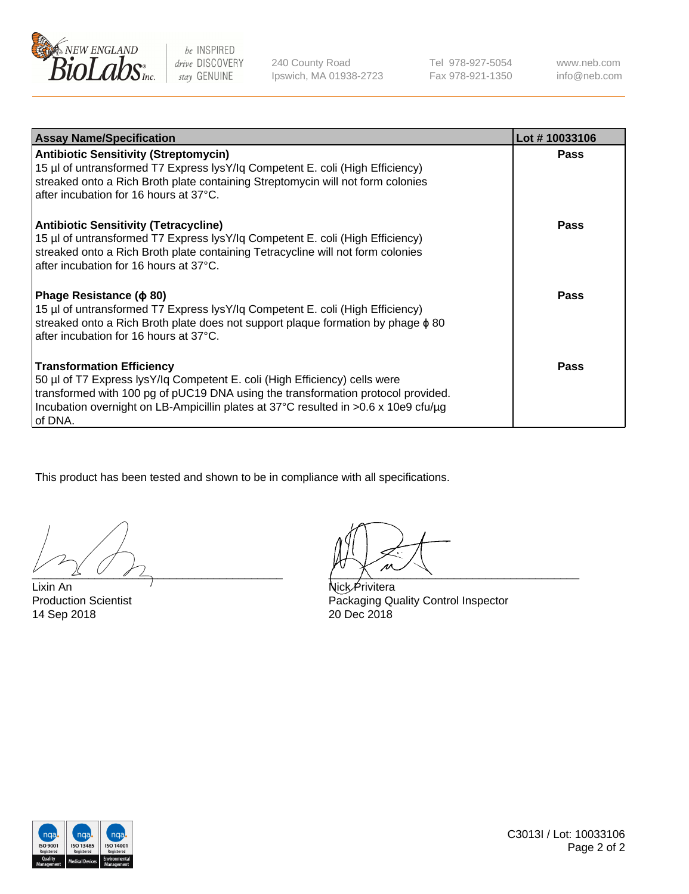240 County Road
Ipswich, MA 01938-2723

Tel 978-927-5054
Fax 978-921-1350

www.neb.com
info@neb.com

| Assay Name/Specification | Lot # 10033106 |
|---|---|
| **Antibiotic Sensitivity (Streptomycin)**<br>15 µl of untransformed T7 Express lysY/Iq Competent E. coli (High Efficiency) streaked onto a Rich Broth plate containing Streptomycin will not form colonies after incubation for 16 hours at 37°C. | **Pass** |
| **Antibiotic Sensitivity (Tetracycline)**<br>15 µl of untransformed T7 Express lysY/Iq Competent E. coli (High Efficiency) streaked onto a Rich Broth plate containing Tetracycline will not form colonies after incubation for 16 hours at 37°C. | **Pass** |
| **Phage Resistance (ϕ 80)**<br>15 µl of untransformed T7 Express lysY/Iq Competent E. coli (High Efficiency) streaked onto a Rich Broth plate does not support plaque formation by phage ϕ 80 after incubation for 16 hours at 37°C. | **Pass** |
| **Transformation Efficiency**<br>50 µl of T7 Express lysY/Iq Competent E. coli (High Efficiency) cells were transformed with 100 pg of pUC19 DNA using the transformation protocol provided. Incubation overnight on LB-Ampicillin plates at 37°C resulted in >0.6 x 10e9 cfu/µg of DNA. | **Pass** |

This product has been tested and shown to be in compliance with all specifications.

Lixin An
Production Scientist
14 Sep 2018

Nick Privitera
Packaging Quality Control Inspector
20 Dec 2018

C3013I / Lot: 10033106